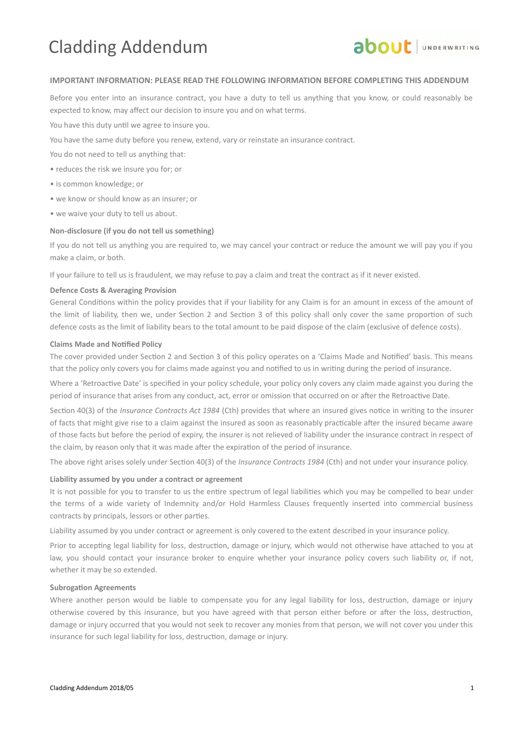# Cladding Addendum

**IMPORTANT INFORMATION: PLEASE READ THE FOLLOWING INFORMATION BEFORE COMPLETING THIS ADDENDUM**

Before you enter into an insurance contract, you have a duty to tell us anything that you know, or could reasonably be expected to know, may affect our decision to insure you and on what terms.

You have this duty until we agree to insure you.

You have the same duty before you renew, extend, vary or reinstate an insurance contract.

You do not need to tell us anything that:

- reduces the risk we insure you for; or
- is common knowledge; or
- we know or should know as an insurer; or
- we waive your duty to tell us about.

**Non-disclosure (if you do not tell us something)**

If you do not tell us anything you are required to, we may cancel your contract or reduce the amount we will pay you if you make a claim, or both.

If your failure to tell us is fraudulent, we may refuse to pay a claim and treat the contract as if it never existed.

**Defence Costs & Averaging Provision**

General Conditions within the policy provides that if your liability for any Claim is for an amount in excess of the amount of the limit of liability, then we, under Section 2 and Section 3 of this policy shall only cover the same proportion of such defence costs as the limit of liability bears to the total amount to be paid dispose of the claim (exclusive of defence costs).

**Claims Made and Notified Policy**

The cover provided under Section 2 and Section 3 of this policy operates on a 'Claims Made and Notified' basis. This means that the policy only covers you for claims made against you and notified to us in writing during the period of insurance.

Where a 'Retroactive Date' is specified in your policy schedule, your policy only covers any claim made against you during the period of insurance that arises from any conduct, act, error or omission that occurred on or after the Retroactive Date.

Section 40(3) of the *Insurance Contracts Act 1984* (Cth) provides that where an insured gives notice in writing to the insurer of facts that might give rise to a claim against the insured as soon as reasonably practicable after the insured became aware of those facts but before the period of expiry, the insurer is not relieved of liability under the insurance contract in respect of the claim, by reason only that it was made after the expiration of the period of insurance.

The above right arises solely under Section 40(3) of the *Insurance Contracts 1984* (Cth) and not under your insurance policy.

**Liability assumed by you under a contract or agreement**

It is not possible for you to transfer to us the entire spectrum of legal liabilities which you may be compelled to bear under the terms of a wide variety of Indemnity and/or Hold Harmless Clauses frequently inserted into commercial business contracts by principals, lessors or other parties.

Liability assumed by you under contract or agreement is only covered to the extent described in your insurance policy.

Prior to accepting legal liability for loss, destruction, damage or injury, which would not otherwise have attached to you at law, you should contact your insurance broker to enquire whether your insurance policy covers such liability or, if not, whether it may be so extended.

**Subrogation Agreements**

Where another person would be liable to compensate you for any legal liability for loss, destruction, damage or injury otherwise covered by this insurance, but you have agreed with that person either before or after the loss, destruction, damage or injury occurred that you would not seek to recover any monies from that person, we will not cover you under this insurance for such legal liability for loss, destruction, damage or injury.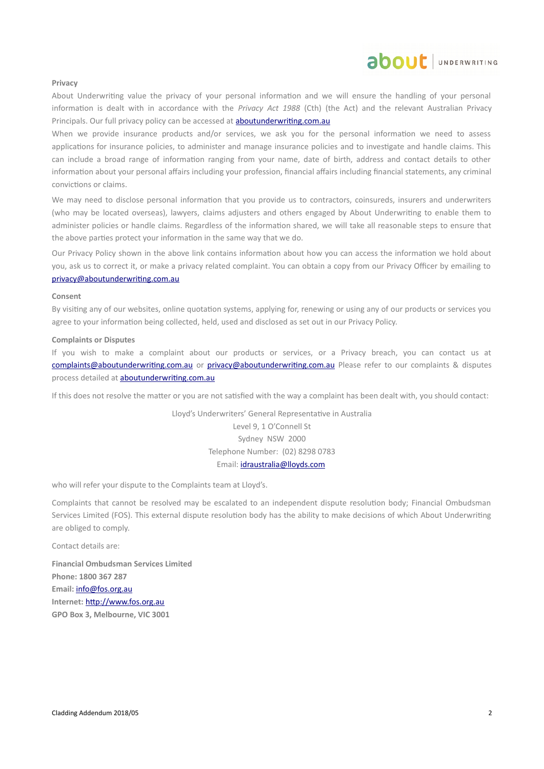### Privacy

About Underwriting value the privacy of your personal information and we will ensure the handling of your personal information is dealt with in accordance with the *Privacy Act 1988* (Cth) (the Act) and the relevant Australian Privacy Principals. Our full privacy policy can be accessed at aboutunderwriting.com.au

When we provide insurance products and/or services, we ask you for the personal information we need to assess applications for insurance policies, to administer and manage insurance policies and to investigate and handle claims. This can include a broad range of information ranging from your name, date of birth, address and contact details to other information about your personal affairs including your profession, financial affairs including financial statements, any criminal convictions or claims.

We may need to disclose personal information that you provide us to contractors, coinsureds, insurers and underwriters (who may be located overseas), lawyers, claims adjusters and others engaged by About Underwriting to enable them to administer policies or handle claims. Regardless of the information shared, we will take all reasonable steps to ensure that the above parties protect your information in the same way that we do.

Our Privacy Policy shown in the above link contains information about how you can access the information we hold about you, ask us to correct it, or make a privacy related complaint. You can obtain a copy from our Privacy Officer by emailing to privacy@aboutunderwriting.com.au

### Consent

By visiting any of our websites, online quotation systems, applying for, renewing or using any of our products or services you agree to your information being collected, held, used and disclosed as set out in our Privacy Policy.

### Complaints or Disputes

If you wish to make a complaint about our products or services, or a Privacy breach, you can contact us at complaints@aboutunderwriting.com.au or privacy@aboutunderwriting.com.au Please refer to our complaints & disputes process detailed at aboutunderwriting.com.au

If this does not resolve the matter or you are not satisfied with the way a complaint has been dealt with, you should contact:

Lloyd's Underwriters' General Representative in Australia
Level 9, 1 O'Connell St
Sydney NSW 2000
Telephone Number: (02) 8298 0783
Email: idraustralia@lloyds.com

who will refer your dispute to the Complaints team at Lloyd's.

Complaints that cannot be resolved may be escalated to an independent dispute resolution body; Financial Ombudsman Services Limited (FOS). This external dispute resolution body has the ability to make decisions of which About Underwriting are obliged to comply.

Contact details are:

**Financial Ombudsman Services Limited**
**Phone: 1800 367 287**
**Email:** info@fos.org.au
**Internet:** http://www.fos.org.au
**GPO Box 3, Melbourne, VIC 3001**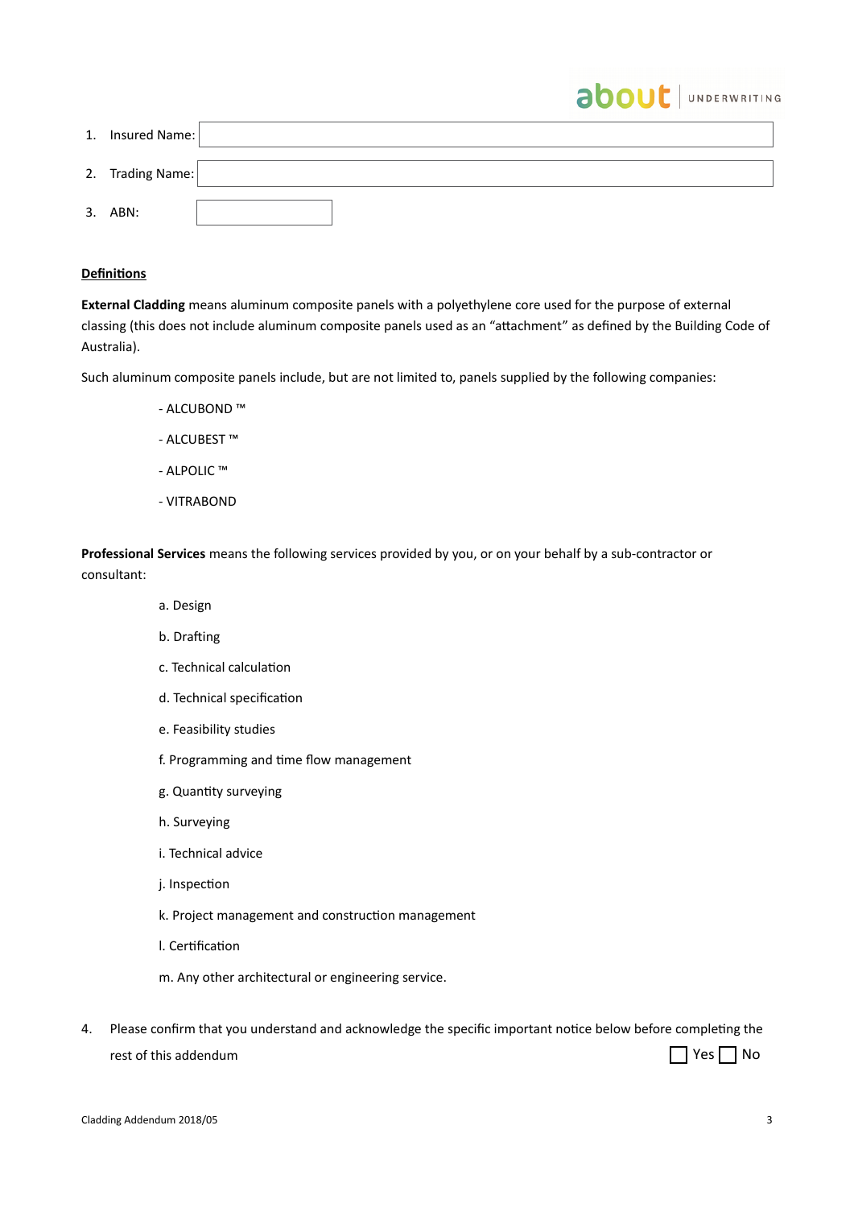1. Insured Name:

2. Trading Name:

3. ABN:

**Definitions**

**External Cladding** means aluminum composite panels with a polyethylene core used for the purpose of external classing (this does not include aluminum composite panels used as an "attachment" as defined by the Building Code of Australia).

Such aluminum composite panels include, but are not limited to, panels supplied by the following companies:

- ALCUBOND ™
- ALCUBEST ™
- ALPOLIC ™
- VITRABOND

**Professional Services** means the following services provided by you, or on your behalf by a sub-contractor or consultant:

a. Design

b. Drafting

c. Technical calculation

d. Technical specification

e. Feasibility studies

f. Programming and time flow management

g. Quantity surveying

h. Surveying

i. Technical advice

j. Inspection

k. Project management and construction management

l. Certification

m. Any other architectural or engineering service.

4. Please confirm that you understand and acknowledge the specific important notice below before completing the rest of this addendum ☐ Yes ☐ No

Cladding Addendum 2018/05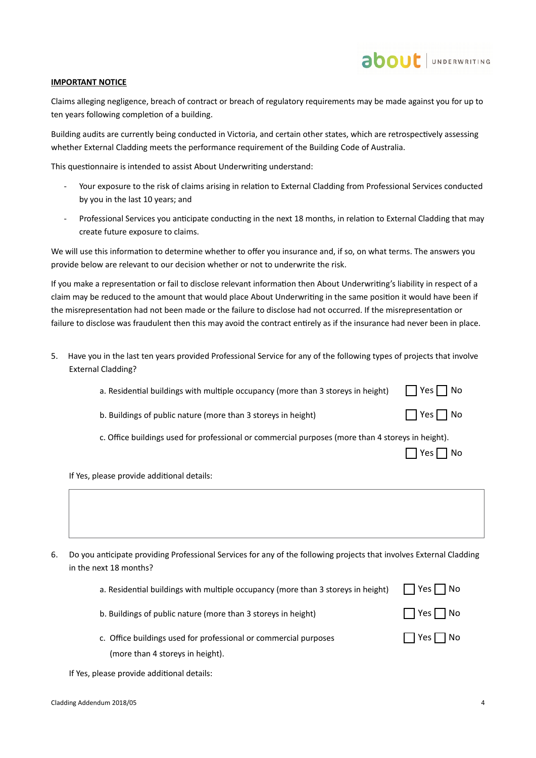**IMPORTANT NOTICE**

Claims alleging negligence, breach of contract or breach of regulatory requirements may be made against you for up to ten years following completion of a building.

Building audits are currently being conducted in Victoria, and certain other states, which are retrospectively assessing whether External Cladding meets the performance requirement of the Building Code of Australia.

This questionnaire is intended to assist About Underwriting understand:

- Your exposure to the risk of claims arising in relation to External Cladding from Professional Services conducted by you in the last 10 years; and
- Professional Services you anticipate conducting in the next 18 months, in relation to External Cladding that may create future exposure to claims.

We will use this information to determine whether to offer you insurance and, if so, on what terms. The answers you provide below are relevant to our decision whether or not to underwrite the risk.

If you make a representation or fail to disclose relevant information then About Underwriting's liability in respect of a claim may be reduced to the amount that would place About Underwriting in the same position it would have been if the misrepresentation had not been made or the failure to disclose had not occurred. If the misrepresentation or failure to disclose was fraudulent then this may avoid the contract entirely as if the insurance had never been in place.

5. Have you in the last ten years provided Professional Service for any of the following types of projects that involve External Cladding?

   a. Residential buildings with multiple occupancy (more than 3 storeys in height) ☐ Yes ☐ No

   b. Buildings of public nature (more than 3 storeys in height) ☐ Yes ☐ No

   c. Office buildings used for professional or commercial purposes (more than 4 storeys in height). ☐ Yes ☐ No

   If Yes, please provide additional details:

   | |
   |---|
   | |

6. Do you anticipate providing Professional Services for any of the following projects that involves External Cladding in the next 18 months?

   a. Residential buildings with multiple occupancy (more than 3 storeys in height) ☐ Yes ☐ No

   b. Buildings of public nature (more than 3 storeys in height) ☐ Yes ☐ No

   c. Office buildings used for professional or commercial purposes (more than 4 storeys in height). ☐ Yes ☐ No

   If Yes, please provide additional details: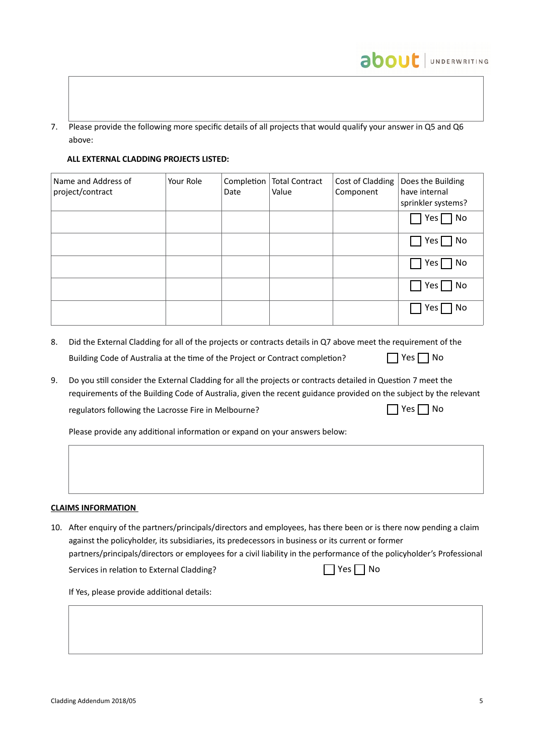7. Please provide the following more specific details of all projects that would qualify your answer in Q5 and Q6 above:

**ALL EXTERNAL CLADDING PROJECTS LISTED:**

| Name and Address of project/contract | Your Role | Completion Date | Total Contract Value | Cost of Cladding Component | Does the Building have internal sprinkler systems? |
|---|---|---|---|---|---|
| | | | | | ☐ Yes ☐ No |
| | | | | | ☐ Yes ☐ No |
| | | | | | ☐ Yes ☐ No |
| | | | | | ☐ Yes ☐ No |
| | | | | | ☐ Yes ☐ No |

8. Did the External Cladding for all of the projects or contracts details in Q7 above meet the requirement of the Building Code of Australia at the time of the Project or Contract completion? ☐ Yes ☐ No

9. Do you still consider the External Cladding for all the projects or contracts detailed in Question 7 meet the requirements of the Building Code of Australia, given the recent guidance provided on the subject by the relevant regulators following the Lacrosse Fire in Melbourne? ☐ Yes ☐ No

Please provide any additional information or expand on your answers below:

**CLAIMS INFORMATION**

10. After enquiry of the partners/principals/directors and employees, has there been or is there now pending a claim against the policyholder, its subsidiaries, its predecessors in business or its current or former partners/principals/directors or employees for a civil liability in the performance of the policyholder's Professional Services in relation to External Cladding? ☐ Yes ☐ No

If Yes, please provide additional details: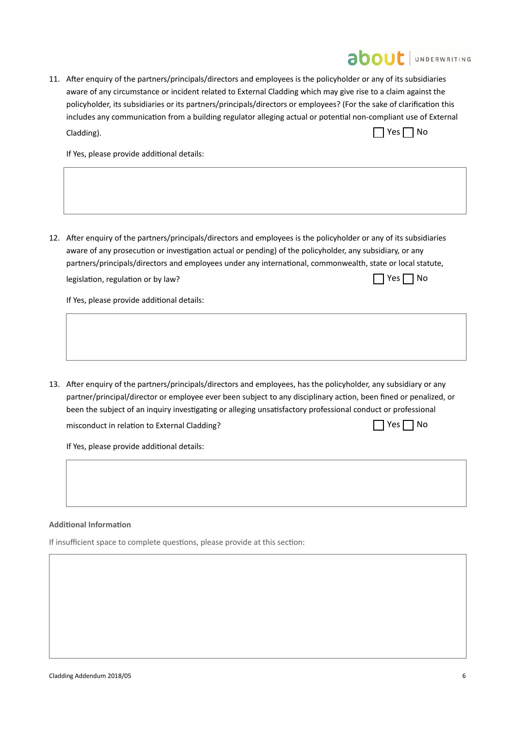11. After enquiry of the partners/principals/directors and employees is the policyholder or any of its subsidiaries aware of any circumstance or incident related to External Cladding which may give rise to a claim against the policyholder, its subsidiaries or its partners/principals/directors or employees? (For the sake of clarification this includes any communication from a building regulator alleging actual or potential non-compliant use of External Cladding). ☐ Yes ☐ No

    If Yes, please provide additional details:

12. After enquiry of the partners/principals/directors and employees is the policyholder or any of its subsidiaries aware of any prosecution or investigation actual or pending) of the policyholder, any subsidiary, or any partners/principals/directors and employees under any international, commonwealth, state or local statute, legislation, regulation or by law? ☐ Yes ☐ No

    If Yes, please provide additional details:

13. After enquiry of the partners/principals/directors and employees, has the policyholder, any subsidiary or any partner/principal/director or employee ever been subject to any disciplinary action, been fined or penalized, or been the subject of an inquiry investigating or alleging unsatisfactory professional conduct or professional misconduct in relation to External Cladding? ☐ Yes ☐ No

    If Yes, please provide additional details:

**Additional Information**

If insufficient space to complete questions, please provide at this section: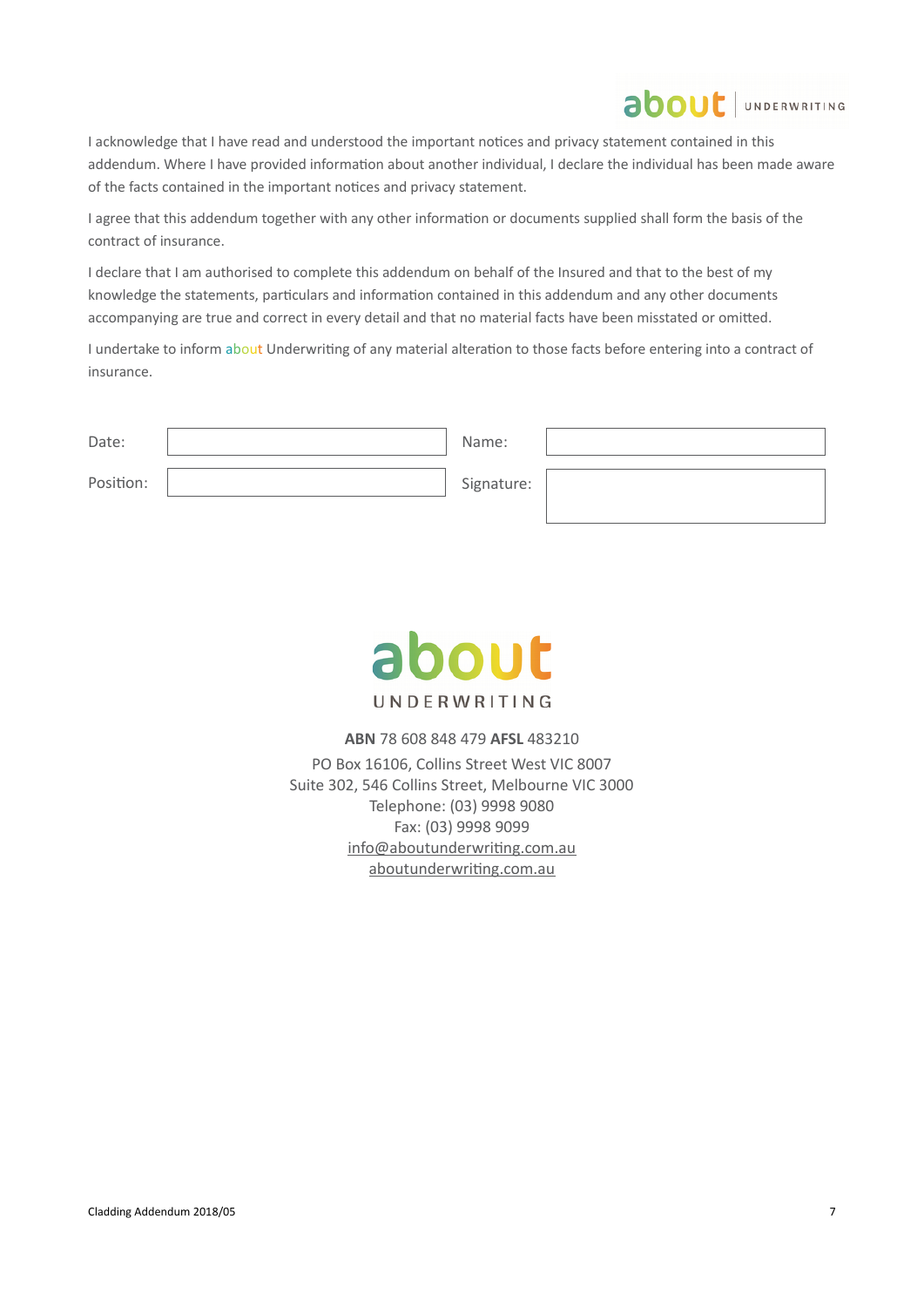I acknowledge that I have read and understood the important notices and privacy statement contained in this addendum. Where I have provided information about another individual, I declare the individual has been made aware of the facts contained in the important notices and privacy statement.

I agree that this addendum together with any other information or documents supplied shall form the basis of the contract of insurance.

I declare that I am authorised to complete this addendum on behalf of the Insured and that to the best of my knowledge the statements, particulars and information contained in this addendum and any other documents accompanying are true and correct in every detail and that no material facts have been misstated or omitted.

I undertake to inform about Underwriting of any material alteration to those facts before entering into a contract of insurance.

| | | | |
|---|---|---|---|
| Date: | | Name: | |
| Position: | | Signature: | |

about UNDERWRITING

**ABN** 78 608 848 479 **AFSL** 483210
PO Box 16106, Collins Street West VIC 8007
Suite 302, 546 Collins Street, Melbourne VIC 3000
Telephone: (03) 9998 9080
Fax: (03) 9998 9099
info@aboutunderwriting.com.au
aboutunderwriting.com.au

Cladding Addendum 2018/05